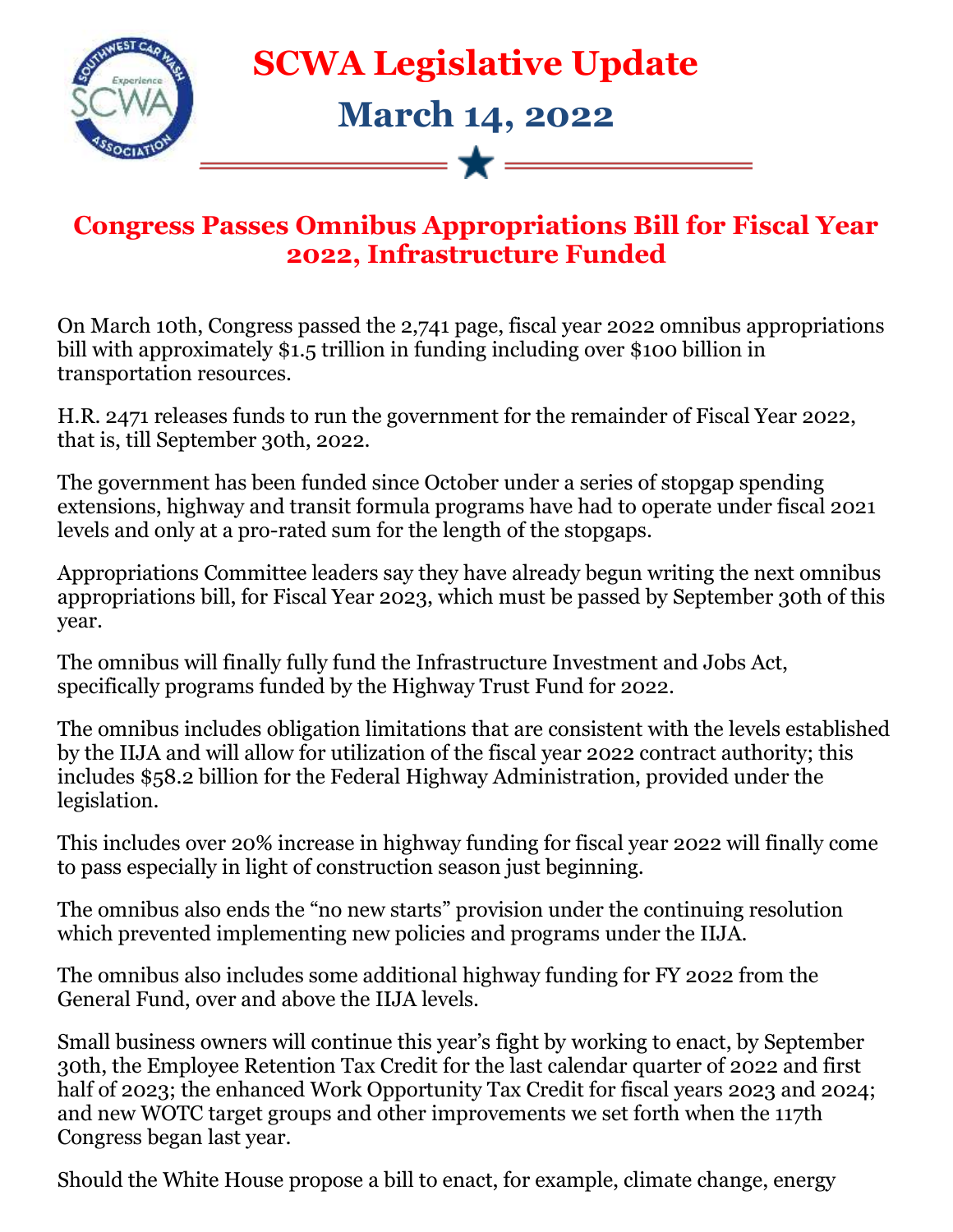# SCWA Legislative Update

## March 14, 2022

### Congress Passes Omnibus Appropriations Bill for Fiscal Year 2022, Infrastructure Funded

On March 10th, Congress passed the 2,741 page, fiscal year 2022 omnibus appropriations bill with approximately $1.5 trillion in funding including over $100 billion in transportation resources.

H.R. 2471 releases funds to run the government for the remainder of Fiscal Year 2022, that is, till September 30th, 2022.

The government has been funded since October under a series of stopgap spending extensions, highway and transit formula programs have had to operate under fiscal 2021 levels and only at a pro-rated sum for the length of the stopgaps.

Appropriations Committee leaders say they have already begun writing the next omnibus appropriations bill, for Fiscal Year 2023, which must be passed by September 30th of this year.

The omnibus will finally fully fund the Infrastructure Investment and Jobs Act, specifically programs funded by the Highway Trust Fund for 2022.

The omnibus includes obligation limitations that are consistent with the levels established by the IIJA and will allow for utilization of the fiscal year 2022 contract authority; this includes $58.2 billion for the Federal Highway Administration, provided under the legislation.

This includes over 20% increase in highway funding for fiscal year 2022 will finally come to pass especially in light of construction season just beginning.

The omnibus also ends the "no new starts" provision under the continuing resolution which prevented implementing new policies and programs under the IIJA.

The omnibus also includes some additional highway funding for FY 2022 from the General Fund, over and above the IIJA levels.

Small business owners will continue this year's fight by working to enact, by September 30th, the Employee Retention Tax Credit for the last calendar quarter of 2022 and first half of 2023; the enhanced Work Opportunity Tax Credit for fiscal years 2023 and 2024; and new WOTC target groups and other improvements we set forth when the 117th Congress began last year.

Should the White House propose a bill to enact, for example, climate change, energy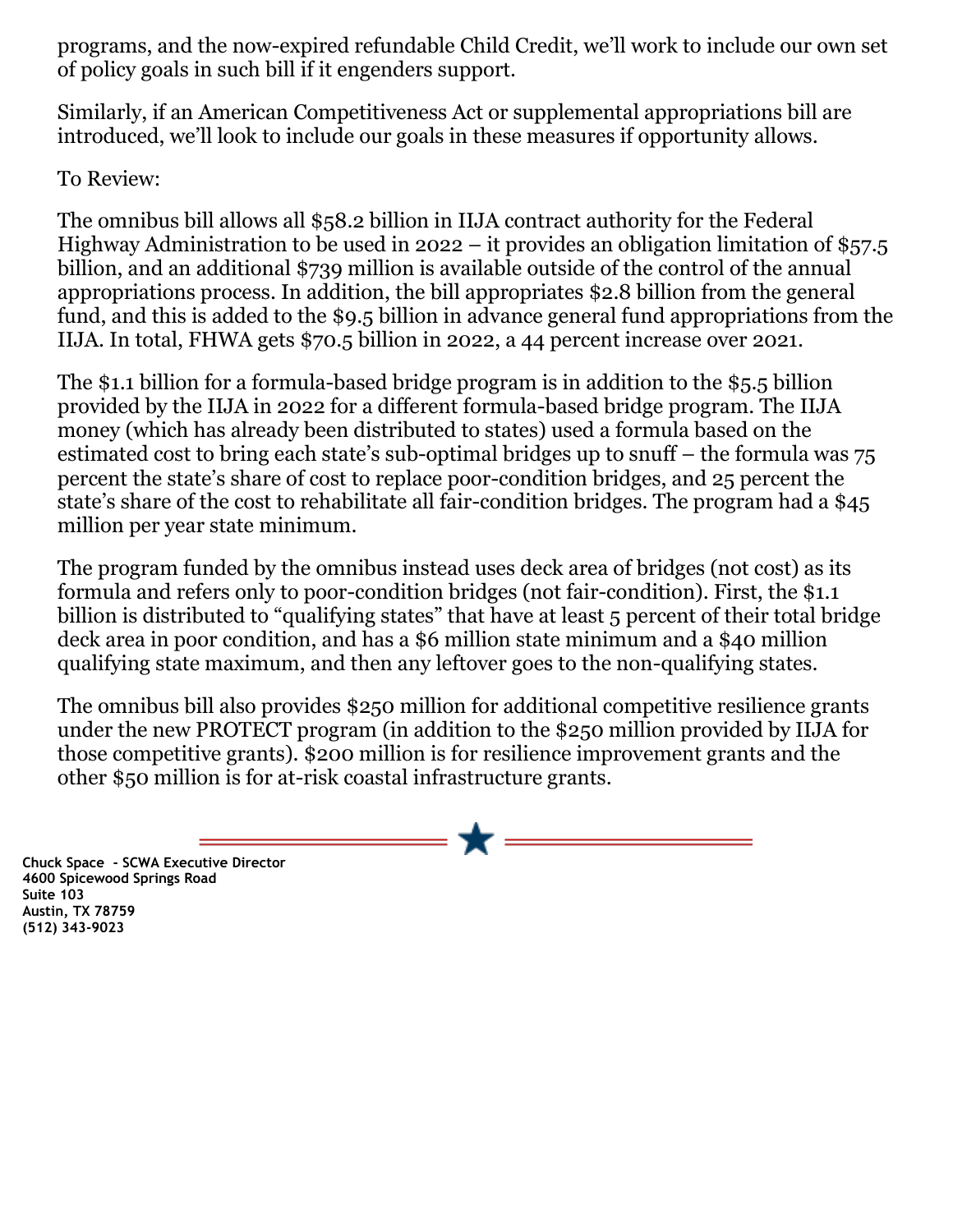programs, and the now-expired refundable Child Credit, we'll work to include our own set of policy goals in such bill if it engenders support.

Similarly, if an American Competitiveness Act or supplemental appropriations bill are introduced, we'll look to include our goals in these measures if opportunity allows.

To Review:

The omnibus bill allows all $58.2 billion in IIJA contract authority for the Federal Highway Administration to be used in 2022 – it provides an obligation limitation of $57.5 billion, and an additional $739 million is available outside of the control of the annual appropriations process. In addition, the bill appropriates $2.8 billion from the general fund, and this is added to the $9.5 billion in advance general fund appropriations from the IIJA. In total, FHWA gets $70.5 billion in 2022, a 44 percent increase over 2021.

The $1.1 billion for a formula-based bridge program is in addition to the $5.5 billion provided by the IIJA in 2022 for a different formula-based bridge program. The IIJA money (which has already been distributed to states) used a formula based on the estimated cost to bring each state's sub-optimal bridges up to snuff – the formula was 75 percent the state's share of cost to replace poor-condition bridges, and 25 percent the state's share of the cost to rehabilitate all fair-condition bridges. The program had a $45 million per year state minimum.

The program funded by the omnibus instead uses deck area of bridges (not cost) as its formula and refers only to poor-condition bridges (not fair-condition). First, the $1.1 billion is distributed to "qualifying states" that have at least 5 percent of their total bridge deck area in poor condition, and has a $6 million state minimum and a $40 million qualifying state maximum, and then any leftover goes to the non-qualifying states.

The omnibus bill also provides $250 million for additional competitive resilience grants under the new PROTECT program (in addition to the $250 million provided by IIJA for those competitive grants). $200 million is for resilience improvement grants and the other $50 million is for at-risk coastal infrastructure grants.

**Chuck Space - SCWA Executive Director**
**4600 Spicewood Springs Road**
**Suite 103**
**Austin, TX 78759**
**(512) 343-9023**